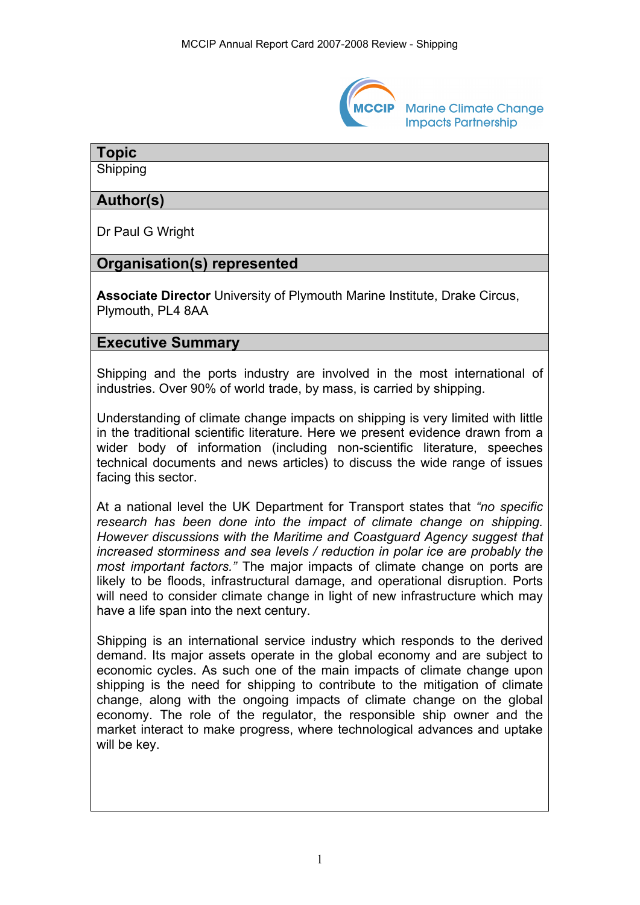## Topic

Shipping

## Author(s)

Dr Paul G Wright

## Organisation(s) represented

**Associate Director** University of Plymouth Marine Institute, Drake Circus, Plymouth, PL4 8AA

## Executive Summary

Shipping and the ports industry are involved in the most international of industries. Over 90% of world trade, by mass, is carried by shipping.

Understanding of climate change impacts on shipping is very limited with little in the traditional scientific literature. Here we present evidence drawn from a wider body of information (including non-scientific literature, speeches technical documents and news articles) to discuss the wide range of issues facing this sector.

At a national level the UK Department for Transport states that *"no specific research has been done into the impact of climate change on shipping. However discussions with the Maritime and Coastguard Agency suggest that increased storminess and sea levels / reduction in polar ice are probably the most important factors."* The major impacts of climate change on ports are likely to be floods, infrastructural damage, and operational disruption. Ports will need to consider climate change in light of new infrastructure which may have a life span into the next century.

Shipping is an international service industry which responds to the derived demand. Its major assets operate in the global economy and are subject to economic cycles. As such one of the main impacts of climate change upon shipping is the need for shipping to contribute to the mitigation of climate change, along with the ongoing impacts of climate change on the global economy. The role of the regulator, the responsible ship owner and the market interact to make progress, where technological advances and uptake will be key.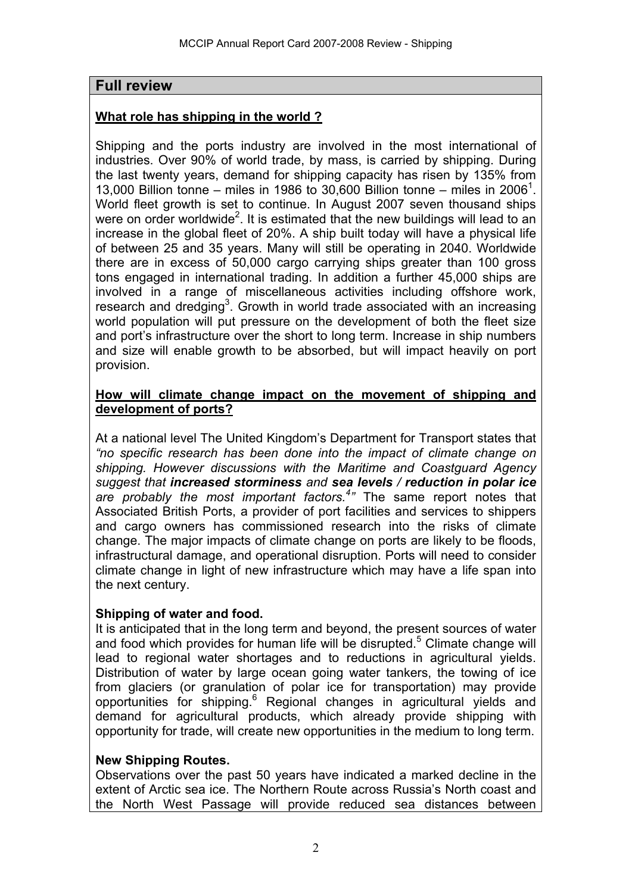## Full review

**What role has shipping in the world ?**

Shipping and the ports industry are involved in the most international of industries. Over 90% of world trade, by mass, is carried by shipping. During the last twenty years, demand for shipping capacity has risen by 135% from 13,000 Billion tonne – miles in 1986 to 30,600 Billion tonne – miles in 2006[1]. World fleet growth is set to continue. In August 2007 seven thousand ships were on order worldwide[2]. It is estimated that the new buildings will lead to an increase in the global fleet of 20%. A ship built today will have a physical life of between 25 and 35 years. Many will still be operating in 2040. Worldwide there are in excess of 50,000 cargo carrying ships greater than 100 gross tons engaged in international trading. In addition a further 45,000 ships are involved in a range of miscellaneous activities including offshore work, research and dredging[3]. Growth in world trade associated with an increasing world population will put pressure on the development of both the fleet size and port's infrastructure over the short to long term. Increase in ship numbers and size will enable growth to be absorbed, but will impact heavily on port provision.

**How will climate change impact on the movement of shipping and development of ports?**

At a national level The United Kingdom's Department for Transport states that *"no specific research has been done into the impact of climate change on shipping. However discussions with the Maritime and Coastguard Agency suggest that **increased storminess** and **sea levels / reduction in polar ice** are probably the most important factors.[4]"* The same report notes that Associated British Ports, a provider of port facilities and services to shippers and cargo owners has commissioned research into the risks of climate change. The major impacts of climate change on ports are likely to be floods, infrastructural damage, and operational disruption. Ports will need to consider climate change in light of new infrastructure which may have a life span into the next century.

**Shipping of water and food.**

It is anticipated that in the long term and beyond, the present sources of water and food which provides for human life will be disrupted.[5] Climate change will lead to regional water shortages and to reductions in agricultural yields. Distribution of water by large ocean going water tankers, the towing of ice from glaciers (or granulation of polar ice for transportation) may provide opportunities for shipping.[6] Regional changes in agricultural yields and demand for agricultural products, which already provide shipping with opportunity for trade, will create new opportunities in the medium to long term.

**New Shipping Routes.**

Observations over the past 50 years have indicated a marked decline in the extent of Arctic sea ice. The Northern Route across Russia's North coast and the North West Passage will provide reduced sea distances between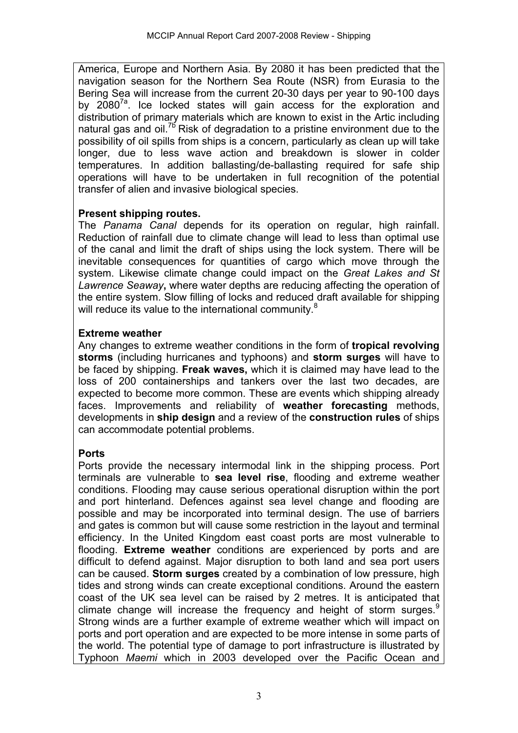America, Europe and Northern Asia. By 2080 it has been predicted that the navigation season for the Northern Sea Route (NSR) from Eurasia to the Bering Sea will increase from the current 20-30 days per year to 90-100 days by 2080[7a]. Ice locked states will gain access for the exploration and distribution of primary materials which are known to exist in the Artic including natural gas and oil.[7b] Risk of degradation to a pristine environment due to the possibility of oil spills from ships is a concern, particularly as clean up will take longer, due to less wave action and breakdown is slower in colder temperatures. In addition ballasting/de-ballasting required for safe ship operations will have to be undertaken in full recognition of the potential transfer of alien and invasive biological species.

**Present shipping routes.**

The *Panama Canal* depends for its operation on regular, high rainfall. Reduction of rainfall due to climate change will lead to less than optimal use of the canal and limit the draft of ships using the lock system. There will be inevitable consequences for quantities of cargo which move through the system. Likewise climate change could impact on the *Great Lakes and St Lawrence Seaway***,** where water depths are reducing affecting the operation of the entire system. Slow filling of locks and reduced draft available for shipping will reduce its value to the international community.[8]

**Extreme weather**

Any changes to extreme weather conditions in the form of **tropical revolving storms** (including hurricanes and typhoons) and **storm surges** will have to be faced by shipping. **Freak waves,** which it is claimed may have lead to the loss of 200 containerships and tankers over the last two decades, are expected to become more common. These are events which shipping already faces. Improvements and reliability of **weather forecasting** methods, developments in **ship design** and a review of the **construction rules** of ships can accommodate potential problems.

**Ports**

Ports provide the necessary intermodal link in the shipping process. Port terminals are vulnerable to **sea level rise**, flooding and extreme weather conditions. Flooding may cause serious operational disruption within the port and port hinterland. Defences against sea level change and flooding are possible and may be incorporated into terminal design. The use of barriers and gates is common but will cause some restriction in the layout and terminal efficiency. In the United Kingdom east coast ports are most vulnerable to flooding. **Extreme weather** conditions are experienced by ports and are difficult to defend against. Major disruption to both land and sea port users can be caused. **Storm surges** created by a combination of low pressure, high tides and strong winds can create exceptional conditions. Around the eastern coast of the UK sea level can be raised by 2 metres. It is anticipated that climate change will increase the frequency and height of storm surges.[9] Strong winds are a further example of extreme weather which will impact on ports and port operation and are expected to be more intense in some parts of the world. The potential type of damage to port infrastructure is illustrated by Typhoon *Maemi* which in 2003 developed over the Pacific Ocean and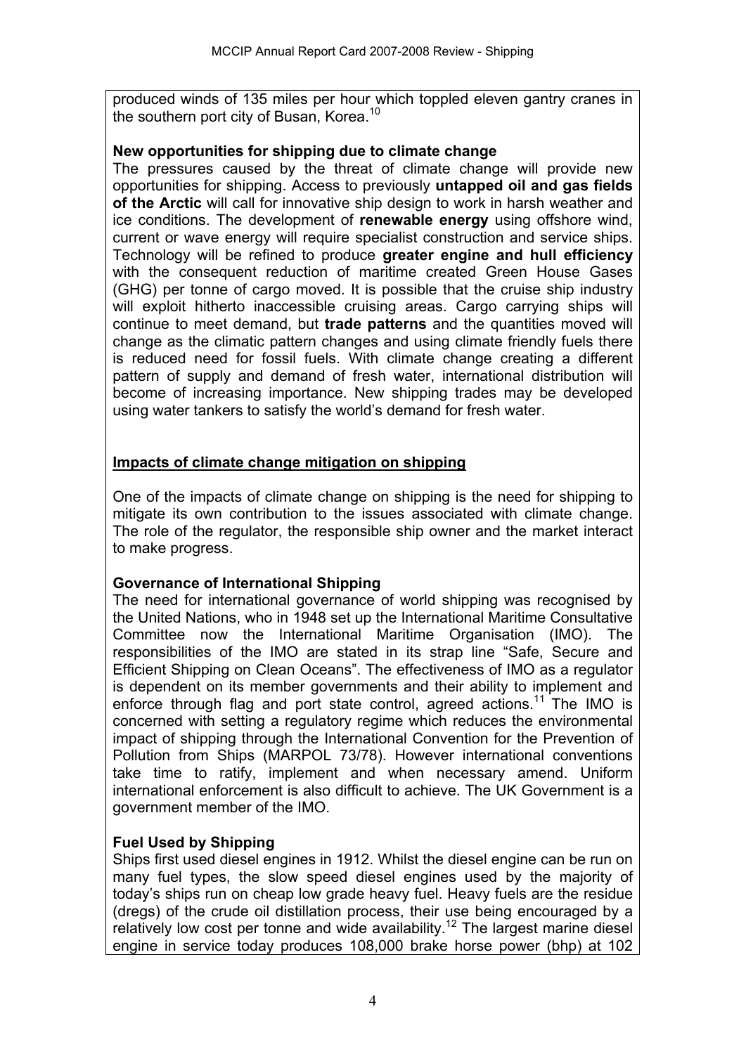produced winds of 135 miles per hour which toppled eleven gantry cranes in the southern port city of Busan, Korea.[10]

**New opportunities for shipping due to climate change**

The pressures caused by the threat of climate change will provide new opportunities for shipping. Access to previously **untapped oil and gas fields of the Arctic** will call for innovative ship design to work in harsh weather and ice conditions. The development of **renewable energy** using offshore wind, current or wave energy will require specialist construction and service ships. Technology will be refined to produce **greater engine and hull efficiency** with the consequent reduction of maritime created Green House Gases (GHG) per tonne of cargo moved. It is possible that the cruise ship industry will exploit hitherto inaccessible cruising areas. Cargo carrying ships will continue to meet demand, but **trade patterns** and the quantities moved will change as the climatic pattern changes and using climate friendly fuels there is reduced need for fossil fuels. With climate change creating a different pattern of supply and demand of fresh water, international distribution will become of increasing importance. New shipping trades may be developed using water tankers to satisfy the world's demand for fresh water.

## Impacts of climate change mitigation on shipping

One of the impacts of climate change on shipping is the need for shipping to mitigate its own contribution to the issues associated with climate change. The role of the regulator, the responsible ship owner and the market interact to make progress.

**Governance of International Shipping**

The need for international governance of world shipping was recognised by the United Nations, who in 1948 set up the International Maritime Consultative Committee now the International Maritime Organisation (IMO). The responsibilities of the IMO are stated in its strap line "Safe, Secure and Efficient Shipping on Clean Oceans". The effectiveness of IMO as a regulator is dependent on its member governments and their ability to implement and enforce through flag and port state control, agreed actions.[11] The IMO is concerned with setting a regulatory regime which reduces the environmental impact of shipping through the International Convention for the Prevention of Pollution from Ships (MARPOL 73/78). However international conventions take time to ratify, implement and when necessary amend. Uniform international enforcement is also difficult to achieve. The UK Government is a government member of the IMO.

**Fuel Used by Shipping**

Ships first used diesel engines in 1912. Whilst the diesel engine can be run on many fuel types, the slow speed diesel engines used by the majority of today's ships run on cheap low grade heavy fuel. Heavy fuels are the residue (dregs) of the crude oil distillation process, their use being encouraged by a relatively low cost per tonne and wide availability.[12] The largest marine diesel engine in service today produces 108,000 brake horse power (bhp) at 102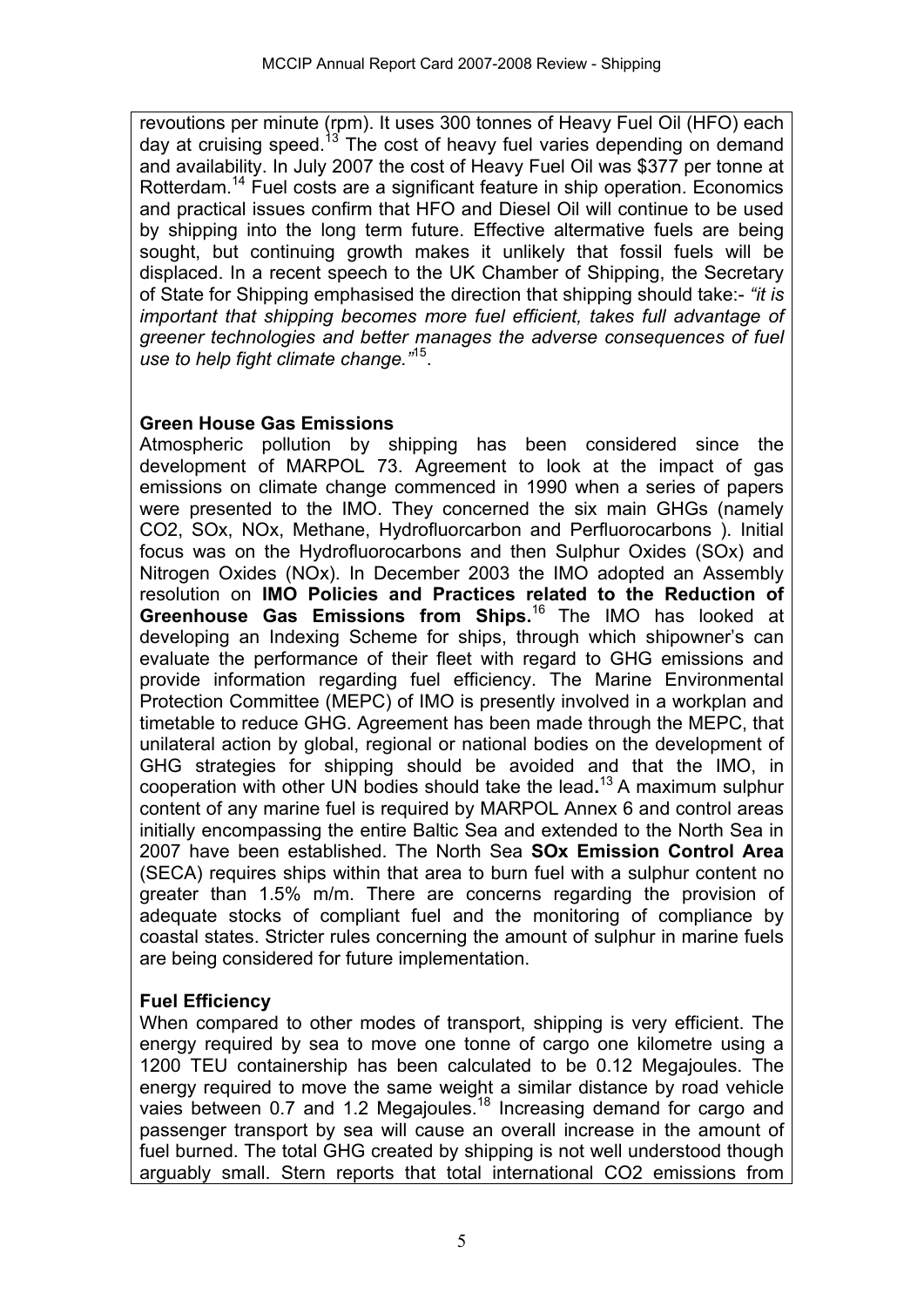revoutions per minute (rpm). It uses 300 tonnes of Heavy Fuel Oil (HFO) each day at cruising speed.[13] The cost of heavy fuel varies depending on demand and availability. In July 2007 the cost of Heavy Fuel Oil was $377 per tonne at Rotterdam.[14] Fuel costs are a significant feature in ship operation. Economics and practical issues confirm that HFO and Diesel Oil will continue to be used by shipping into the long term future. Effective altermative fuels are being sought, but continuing growth makes it unlikely that fossil fuels will be displaced. In a recent speech to the UK Chamber of Shipping, the Secretary of State for Shipping emphasised the direction that shipping should take:- *"it is important that shipping becomes more fuel efficient, takes full advantage of greener technologies and better manages the adverse consequences of fuel use to help fight climate change."*[15].

**Green House Gas Emissions**

Atmospheric pollution by shipping has been considered since the development of MARPOL 73. Agreement to look at the impact of gas emissions on climate change commenced in 1990 when a series of papers were presented to the IMO. They concerned the six main GHGs (namely $CO_2$, $SO_x$, $NO_x$, Methane, Hydrofluorcarbon and Perfluorocarbons ). Initial focus was on the Hydrofluorocarbons and then Sulphur Oxides ($SO_x$) and Nitrogen Oxides ($NO_x$). In December 2003 the IMO adopted an Assembly resolution on **IMO Policies and Practices related to the Reduction of Greenhouse Gas Emissions from Ships.**[16] The IMO has looked at developing an Indexing Scheme for ships, through which shipowner's can evaluate the performance of their fleet with regard to GHG emissions and provide information regarding fuel efficiency. The Marine Environmental Protection Committee (MEPC) of IMO is presently involved in a workplan and timetable to reduce GHG. Agreement has been made through the MEPC, that unilateral action by global, regional or national bodies on the development of GHG strategies for shipping should be avoided and that the IMO, in cooperation with other UN bodies should take the lead**.**[13] A maximum sulphur content of any marine fuel is required by MARPOL Annex 6 and control areas initially encompassing the entire Baltic Sea and extended to the North Sea in 2007 have been established. The North Sea **SOx Emission Control Area** (SECA) requires ships within that area to burn fuel with a sulphur content no greater than 1.5% m/m. There are concerns regarding the provision of adequate stocks of compliant fuel and the monitoring of compliance by coastal states. Stricter rules concerning the amount of sulphur in marine fuels are being considered for future implementation.

**Fuel Efficiency**

When compared to other modes of transport, shipping is very efficient. The energy required by sea to move one tonne of cargo one kilometre using a 1200 TEU containership has been calculated to be 0.12 Megajoules. The energy required to move the same weight a similar distance by road vehicle vaies between 0.7 and 1.2 Megajoules.[18] Increasing demand for cargo and passenger transport by sea will cause an overall increase in the amount of fuel burned. The total GHG created by shipping is not well understood though arguably small. Stern reports that total international $CO_2$ emissions from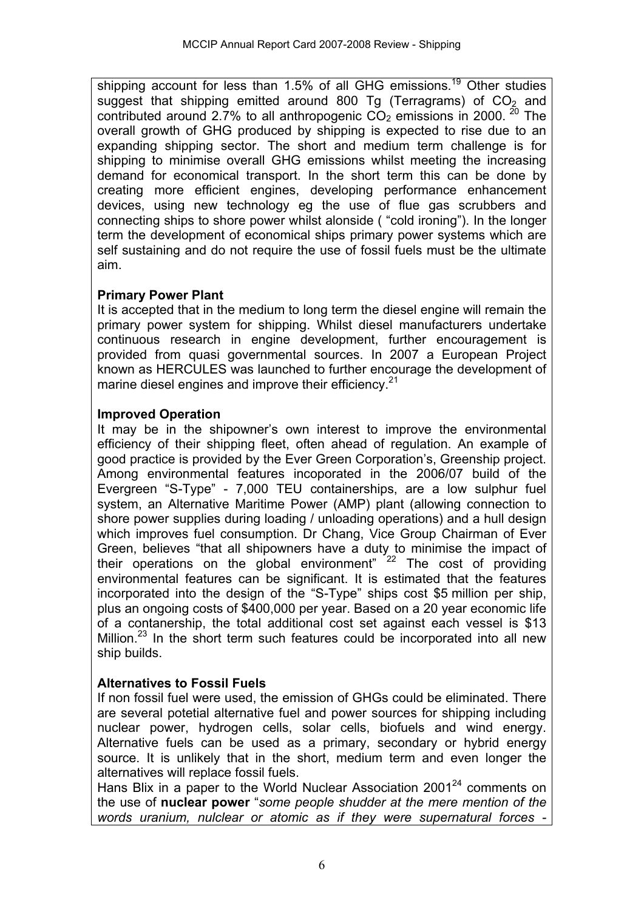shipping account for less than 1.5% of all GHG emissions.[19] Other studies suggest that shipping emitted around 800 Tg (Terragrams) of $CO_2$ and contributed around 2.7% to all anthropogenic $CO_2$ emissions in 2000. [20] The overall growth of GHG produced by shipping is expected to rise due to an expanding shipping sector. The short and medium term challenge is for shipping to minimise overall GHG emissions whilst meeting the increasing demand for economical transport. In the short term this can be done by creating more efficient engines, developing performance enhancement devices, using new technology eg the use of flue gas scrubbers and connecting ships to shore power whilst alonside ( "cold ironing"). In the longer term the development of economical ships primary power systems which are self sustaining and do not require the use of fossil fuels must be the ultimate aim.

**Primary Power Plant**

It is accepted that in the medium to long term the diesel engine will remain the primary power system for shipping. Whilst diesel manufacturers undertake continuous research in engine development, further encouragement is provided from quasi governmental sources. In 2007 a European Project known as HERCULES was launched to further encourage the development of marine diesel engines and improve their efficiency.[21]

**Improved Operation**

It may be in the shipowner's own interest to improve the environmental efficiency of their shipping fleet, often ahead of regulation. An example of good practice is provided by the Ever Green Corporation's, Greenship project. Among environmental features incoporated in the 2006/07 build of the Evergreen "S-Type" - 7,000 TEU containerships, are a low sulphur fuel system, an Alternative Maritime Power (AMP) plant (allowing connection to shore power supplies during loading / unloading operations) and a hull design which improves fuel consumption. Dr Chang, Vice Group Chairman of Ever Green, believes "that all shipowners have a duty to minimise the impact of their operations on the global environment" [22] The cost of providing environmental features can be significant. It is estimated that the features incorporated into the design of the "S-Type" ships cost $5 million per ship, plus an ongoing costs of $400,000 per year. Based on a 20 year economic life of a contanership, the total additional cost set against each vessel is $13 Million.[23] In the short term such features could be incorporated into all new ship builds.

**Alternatives to Fossil Fuels**

If non fossil fuel were used, the emission of GHGs could be eliminated. There are several potetial alternative fuel and power sources for shipping including nuclear power, hydrogen cells, solar cells, biofuels and wind energy. Alternative fuels can be used as a primary, secondary or hybrid energy source. It is unlikely that in the short, medium term and even longer the alternatives will replace fossil fuels.

Hans Blix in a paper to the World Nuclear Association 2001[24] comments on the use of **nuclear power** "*some people shudder at the mere mention of the words uranium, nulclear or atomic as if they were supernatural forces -*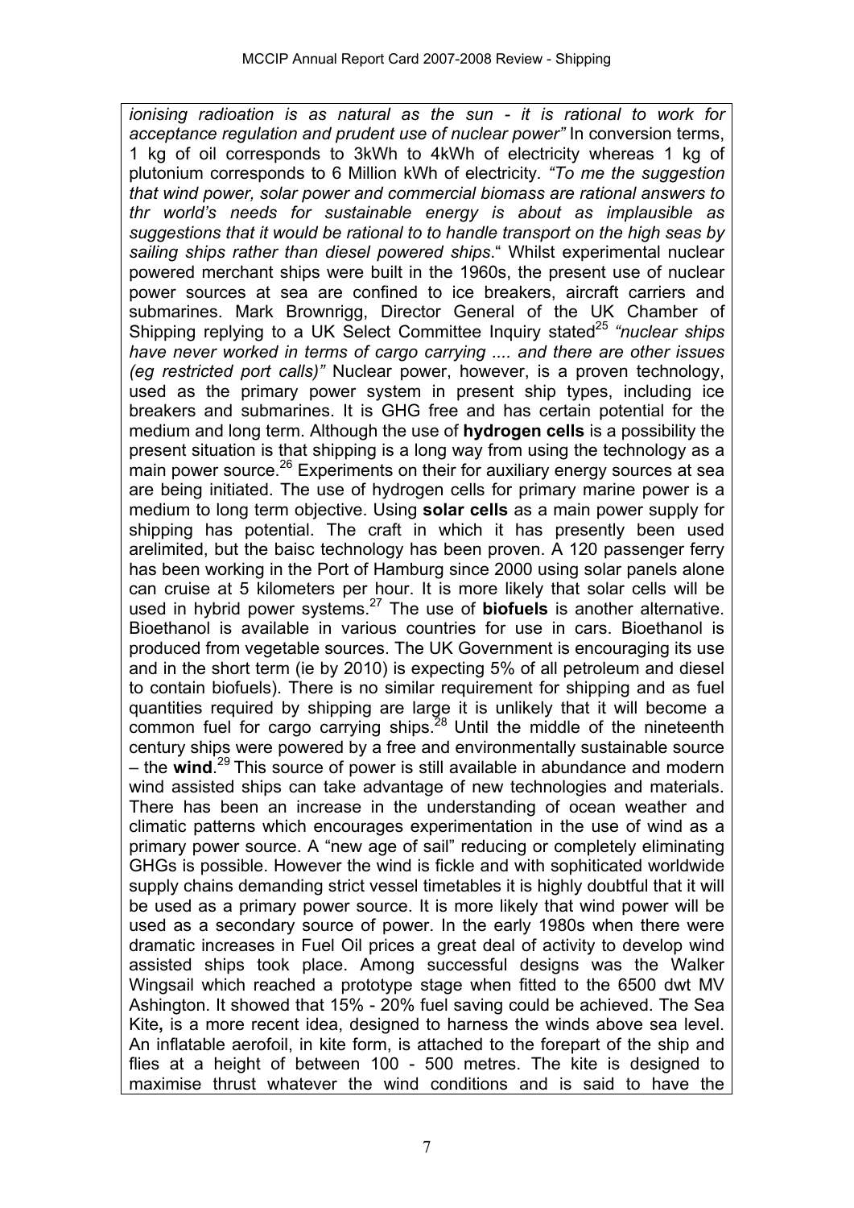*ionising radioation is as natural as the sun - it is rational to work for acceptance regulation and prudent use of nuclear power"* In conversion terms, 1 kg of oil corresponds to 3kWh to 4kWh of electricity whereas 1 kg of plutonium corresponds to 6 Million kWh of electricity. *"To me the suggestion that wind power, solar power and commercial biomass are rational answers to thr world's needs for sustainable energy is about as implausible as suggestions that it would be rational to to handle transport on the high seas by sailing ships rather than diesel powered ships*." Whilst experimental nuclear powered merchant ships were built in the 1960s, the present use of nuclear power sources at sea are confined to ice breakers, aircraft carriers and submarines. Mark Brownrigg, Director General of the UK Chamber of Shipping replying to a UK Select Committee Inquiry stated[25] *"nuclear ships have never worked in terms of cargo carrying .... and there are other issues (eg restricted port calls)"* Nuclear power, however, is a proven technology, used as the primary power system in present ship types, including ice breakers and submarines. It is GHG free and has certain potential for the medium and long term. Although the use of **hydrogen cells** is a possibility the present situation is that shipping is a long way from using the technology as a main power source.[26] Experiments on their for auxiliary energy sources at sea are being initiated. The use of hydrogen cells for primary marine power is a medium to long term objective. Using **solar cells** as a main power supply for shipping has potential. The craft in which it has presently been used arelimited, but the baisc technology has been proven. A 120 passenger ferry has been working in the Port of Hamburg since 2000 using solar panels alone can cruise at 5 kilometers per hour. It is more likely that solar cells will be used in hybrid power systems.[27] The use of **biofuels** is another alternative. Bioethanol is available in various countries for use in cars. Bioethanol is produced from vegetable sources. The UK Government is encouraging its use and in the short term (ie by 2010) is expecting 5% of all petroleum and diesel to contain biofuels). There is no similar requirement for shipping and as fuel quantities required by shipping are large it is unlikely that it will become a common fuel for cargo carrying ships.[28] Until the middle of the nineteenth century ships were powered by a free and environmentally sustainable source – the **wind**.[29] This source of power is still available in abundance and modern wind assisted ships can take advantage of new technologies and materials. There has been an increase in the understanding of ocean weather and climatic patterns which encourages experimentation in the use of wind as a primary power source. A "new age of sail" reducing or completely eliminating GHGs is possible. However the wind is fickle and with sophiticated worldwide supply chains demanding strict vessel timetables it is highly doubtful that it will be used as a primary power source. It is more likely that wind power will be used as a secondary source of power. In the early 1980s when there were dramatic increases in Fuel Oil prices a great deal of activity to develop wind assisted ships took place. Among successful designs was the Walker Wingsail which reached a prototype stage when fitted to the 6500 dwt MV Ashington. It showed that 15% - 20% fuel saving could be achieved. The Sea Kite**,** is a more recent idea, designed to harness the winds above sea level. An inflatable aerofoil, in kite form, is attached to the forepart of the ship and flies at a height of between 100 - 500 metres. The kite is designed to maximise thrust whatever the wind conditions and is said to have the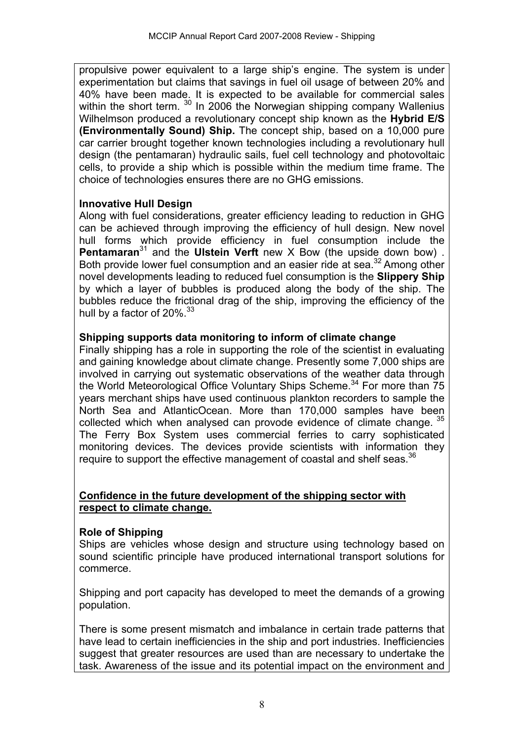propulsive power equivalent to a large ship's engine. The system is under experimentation but claims that savings in fuel oil usage of between 20% and 40% have been made. It is expected to be available for commercial sales within the short term. [30] In 2006 the Norwegian shipping company Wallenius Wilhelmson produced a revolutionary concept ship known as the **Hybrid E/S (Environmentally Sound) Ship.** The concept ship, based on a 10,000 pure car carrier brought together known technologies including a revolutionary hull design (the pentamaran) hydraulic sails, fuel cell technology and photovoltaic cells, to provide a ship which is possible within the medium time frame. The choice of technologies ensures there are no GHG emissions.

**Innovative Hull Design**

Along with fuel considerations, greater efficiency leading to reduction in GHG can be achieved through improving the efficiency of hull design. New novel hull forms which provide efficiency in fuel consumption include the **Pentamaran**[31] and the **Ulstein Verft** new X Bow (the upside down bow) . Both provide lower fuel consumption and an easier ride at sea.[32] Among other novel developments leading to reduced fuel consumption is the **Slippery Ship** by which a layer of bubbles is produced along the body of the ship. The bubbles reduce the frictional drag of the ship, improving the efficiency of the hull by a factor of 20%.[33]

**Shipping supports data monitoring to inform of climate change**

Finally shipping has a role in supporting the role of the scientist in evaluating and gaining knowledge about climate change. Presently some 7,000 ships are involved in carrying out systematic observations of the weather data through the World Meteorological Office Voluntary Ships Scheme.[34] For more than 75 years merchant ships have used continuous plankton recorders to sample the North Sea and AtlanticOcean. More than 170,000 samples have been collected which when analysed can provode evidence of climate change. [35] The Ferry Box System uses commercial ferries to carry sophisticated monitoring devices. The devices provide scientists with information they require to support the effective management of coastal and shelf seas.[36]

**<u>Confidence in the future development of the shipping sector with respect to climate change.</u>**

**Role of Shipping**

Ships are vehicles whose design and structure using technology based on sound scientific principle have produced international transport solutions for commerce.

Shipping and port capacity has developed to meet the demands of a growing population.

There is some present mismatch and imbalance in certain trade patterns that have lead to certain inefficiencies in the ship and port industries. Inefficiencies suggest that greater resources are used than are necessary to undertake the task. Awareness of the issue and its potential impact on the environment and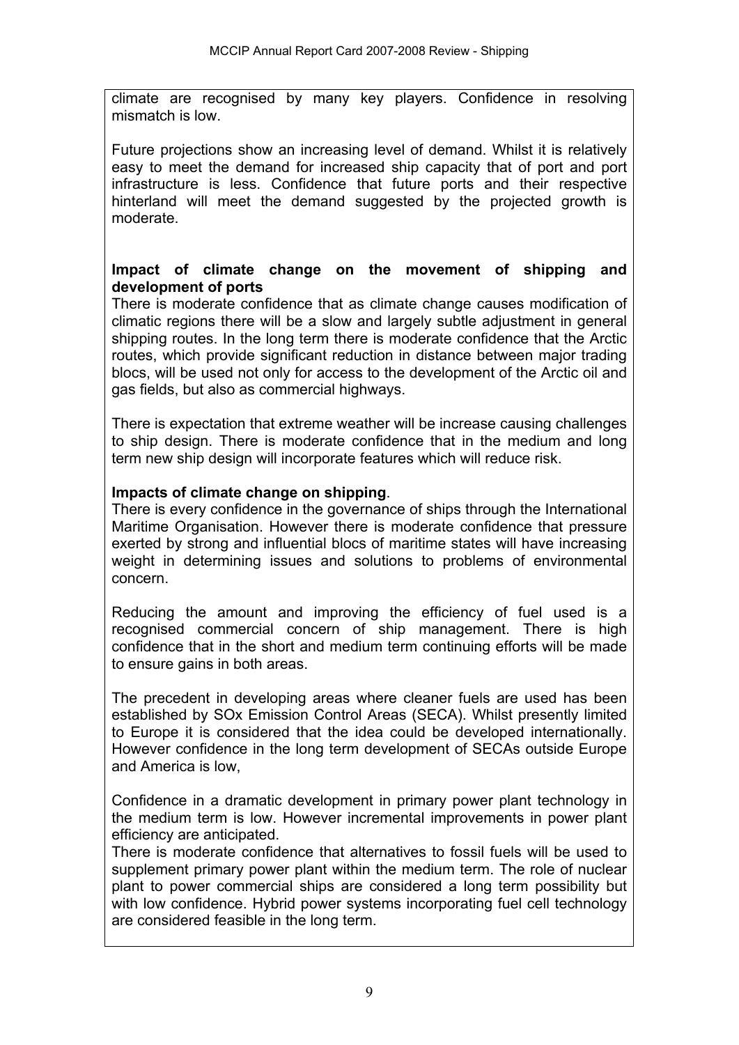climate are recognised by many key players. Confidence in resolving mismatch is low.

Future projections show an increasing level of demand. Whilst it is relatively easy to meet the demand for increased ship capacity that of port and port infrastructure is less. Confidence that future ports and their respective hinterland will meet the demand suggested by the projected growth is moderate.

**Impact of climate change on the movement of shipping and development of ports**

There is moderate confidence that as climate change causes modification of climatic regions there will be a slow and largely subtle adjustment in general shipping routes. In the long term there is moderate confidence that the Arctic routes, which provide significant reduction in distance between major trading blocs, will be used not only for access to the development of the Arctic oil and gas fields, but also as commercial highways.

There is expectation that extreme weather will be increase causing challenges to ship design. There is moderate confidence that in the medium and long term new ship design will incorporate features which will reduce risk.

**Impacts of climate change on shipping**.

There is every confidence in the governance of ships through the International Maritime Organisation. However there is moderate confidence that pressure exerted by strong and influential blocs of maritime states will have increasing weight in determining issues and solutions to problems of environmental concern.

Reducing the amount and improving the efficiency of fuel used is a recognised commercial concern of ship management. There is high confidence that in the short and medium term continuing efforts will be made to ensure gains in both areas.

The precedent in developing areas where cleaner fuels are used has been established by SOx Emission Control Areas (SECA). Whilst presently limited to Europe it is considered that the idea could be developed internationally. However confidence in the long term development of SECAs outside Europe and America is low,

Confidence in a dramatic development in primary power plant technology in the medium term is low. However incremental improvements in power plant efficiency are anticipated.

There is moderate confidence that alternatives to fossil fuels will be used to supplement primary power plant within the medium term. The role of nuclear plant to power commercial ships are considered a long term possibility but with low confidence. Hybrid power systems incorporating fuel cell technology are considered feasible in the long term.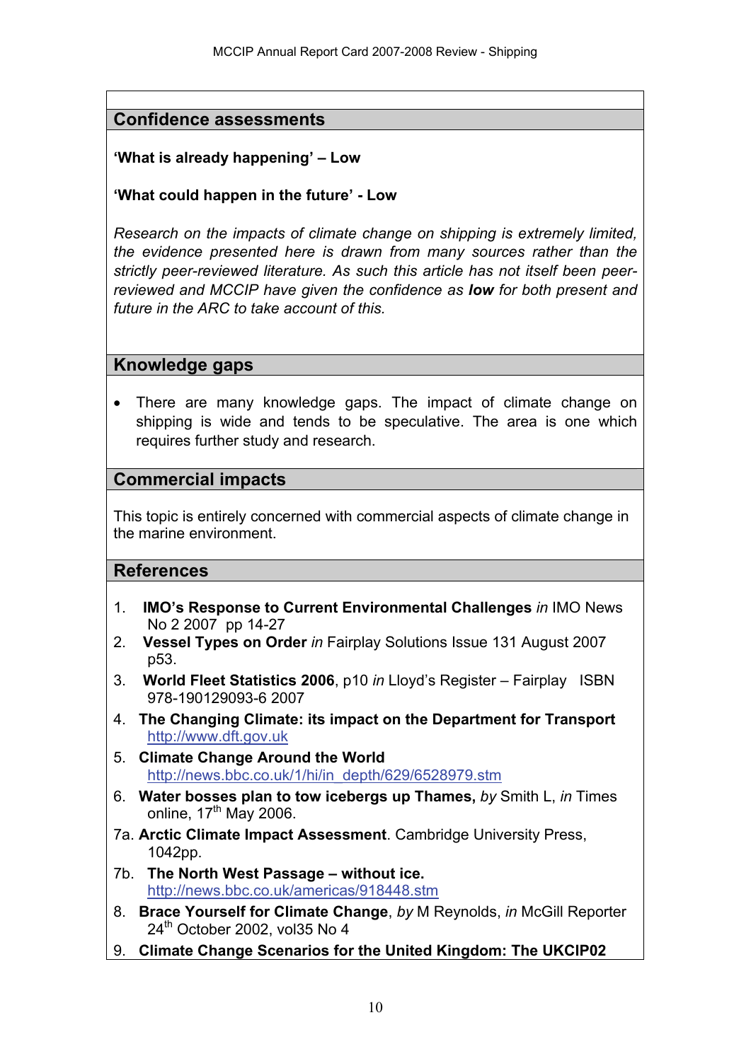## Confidence assessments

**'What is already happening' – Low**

**'What could happen in the future' - Low**

*Research on the impacts of climate change on shipping is extremely limited, the evidence presented here is drawn from many sources rather than the strictly peer-reviewed literature. As such this article has not itself been peer-reviewed and MCCIP have given the confidence as* ***low*** *for both present and future in the ARC to take account of this.*

## Knowledge gaps

- There are many knowledge gaps. The impact of climate change on shipping is wide and tends to be speculative. The area is one which requires further study and research.

## Commercial impacts

This topic is entirely concerned with commercial aspects of climate change in the marine environment.

## References

1. **IMO's Response to Current Environmental Challenges** *in* IMO News No 2 2007 pp 14-27
2. **Vessel Types on Order** *in* Fairplay Solutions Issue 131 August 2007 p53.
3. **World Fleet Statistics 2006**, p10 *in* Lloyd's Register – Fairplay ISBN 978-190129093-6 2007
4. **The Changing Climate: its impact on the Department for Transport** http://www.dft.gov.uk
5. **Climate Change Around the World** http://news.bbc.co.uk/1/hi/in_depth/629/6528979.stm
6. **Water bosses plan to tow icebergs up Thames,** *by* Smith L, *in* Times online, 17th May 2006.

7a. **Arctic Climate Impact Assessment**. Cambridge University Press, 1042pp.

7b. **The North West Passage – without ice.** http://news.bbc.co.uk/americas/918448.stm

8. **Brace Yourself for Climate Change**, *by* M Reynolds, *in* McGill Reporter 24th October 2002, vol35 No 4
9. **Climate Change Scenarios for the United Kingdom: The UKCIP02**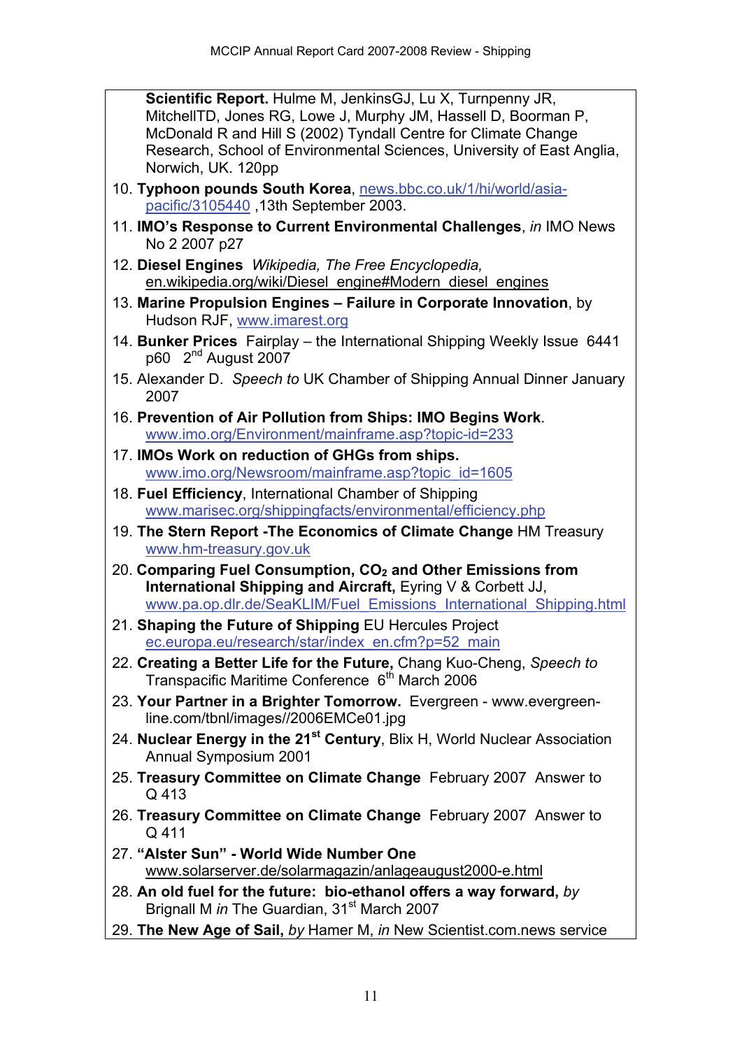**Scientific Report.** Hulme M, JenkinsGJ, Lu X, Turnpenny JR, MitchellTD, Jones RG, Lowe J, Murphy JM, Hassell D, Boorman P, McDonald R and Hill S (2002) Tyndall Centre for Climate Change Research, School of Environmental Sciences, University of East Anglia, Norwich, UK. 120pp

10. **Typhoon pounds South Korea**, news.bbc.co.uk/1/hi/world/asia-pacific/3105440 ,13th September 2003.
11. **IMO's Response to Current Environmental Challenges**, *in* IMO News No 2 2007 p27
12. **Diesel Engines** *Wikipedia, The Free Encyclopedia,* en.wikipedia.org/wiki/Diesel_engine#Modern_diesel_engines
13. **Marine Propulsion Engines – Failure in Corporate Innovation**, by Hudson RJF, www.imarest.org
14. **Bunker Prices** Fairplay – the International Shipping Weekly Issue 6441 p60 2nd August 2007
15. Alexander D. *Speech to* UK Chamber of Shipping Annual Dinner January 2007
16. **Prevention of Air Pollution from Ships: IMO Begins Work**. www.imo.org/Environment/mainframe.asp?topic-id=233
17. **IMOs Work on reduction of GHGs from ships.** www.imo.org/Newsroom/mainframe.asp?topic_id=1605
18. **Fuel Efficiency**, International Chamber of Shipping www.marisec.org/shippingfacts/environmental/efficiency.php
19. **The Stern Report -The Economics of Climate Change** HM Treasury www.hm-treasury.gov.uk
20. **Comparing Fuel Consumption, $CO_2$ and Other Emissions from International Shipping and Aircraft,** Eyring V & Corbett JJ, www.pa.op.dlr.de/SeaKLIM/Fuel_Emissions_International_Shipping.html
21. **Shaping the Future of Shipping** EU Hercules Project ec.europa.eu/research/star/index_en.cfm?p=52_main
22. **Creating a Better Life for the Future,** Chang Kuo-Cheng, *Speech to* Transpacific Maritime Conference 6th March 2006
23. **Your Partner in a Brighter Tomorrow.** Evergreen - www.evergreen-line.com/tbnl/images//2006EMCe01.jpg
24. **Nuclear Energy in the 21st Century**, Blix H, World Nuclear Association Annual Symposium 2001
25. **Treasury Committee on Climate Change** February 2007 Answer to Q 413
26. **Treasury Committee on Climate Change** February 2007 Answer to Q 411
27. **"Alster Sun" - World Wide Number One** www.solarserver.de/solarmagazin/anlageaugust2000-e.html
28. **An old fuel for the future: bio-ethanol offers a way forward,** *by* Brignall M *in* The Guardian, 31st March 2007
29. **The New Age of Sail,** *by* Hamer M, *in* New Scientist.com.news service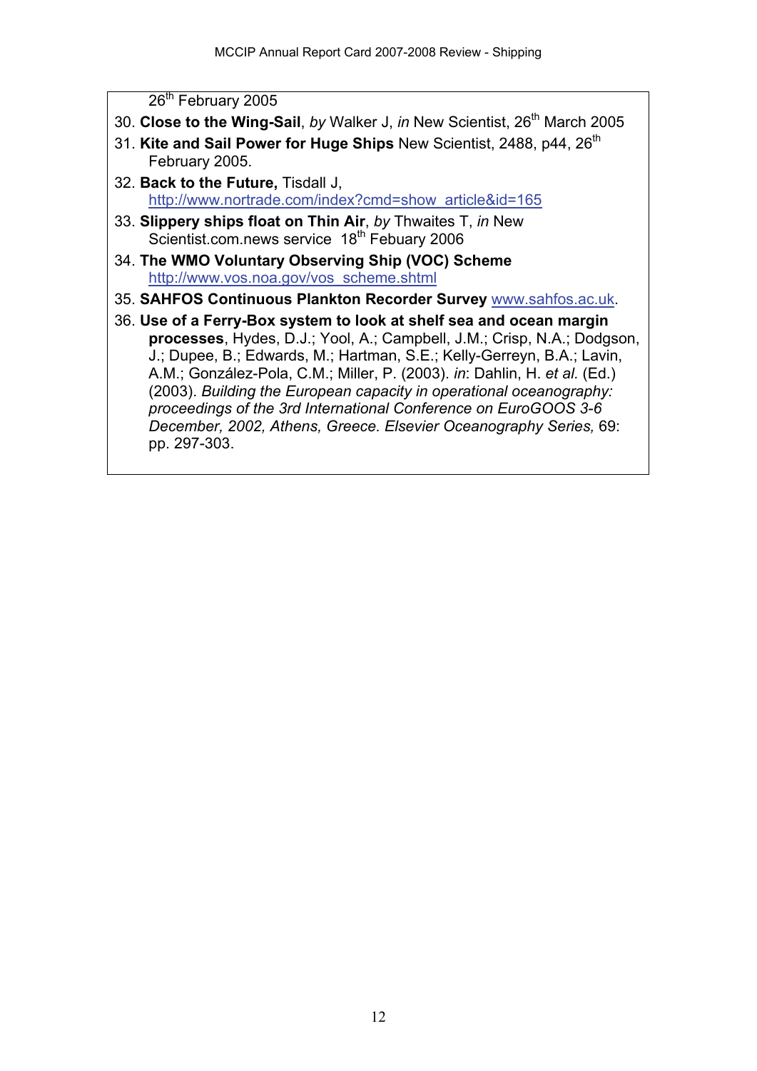26th February 2005

30. **Close to the Wing-Sail**, *by* Walker J, *in* New Scientist, 26th March 2005
31. **Kite and Sail Power for Huge Ships** New Scientist, 2488, p44, 26th February 2005.
32. **Back to the Future,** Tisdall J, http://www.nortrade.com/index?cmd=show_article&id=165
33. **Slippery ships float on Thin Air**, *by* Thwaites T, *in* New Scientist.com.news service 18th Febuary 2006
34. **The WMO Voluntary Observing Ship (VOC) Scheme** http://www.vos.noaa.gov/vos_scheme.shtml
35. **SAHFOS Continuous Plankton Recorder Survey** www.sahfos.ac.uk.
36. **Use of a Ferry-Box system to look at shelf sea and ocean margin processes**, Hydes, D.J.; Yool, A.; Campbell, J.M.; Crisp, N.A.; Dodgson, J.; Dupee, B.; Edwards, M.; Hartman, S.E.; Kelly-Gerreyn, B.A.; Lavin, A.M.; González-Pola, C.M.; Miller, P. (2003). *in*: Dahlin, H. *et al.* (Ed.) (2003). *Building the European capacity in operational oceanography: proceedings of the 3rd International Conference on EuroGOOS 3-6 December, 2002, Athens, Greece. Elsevier Oceanography Series,* 69: pp. 297-303.